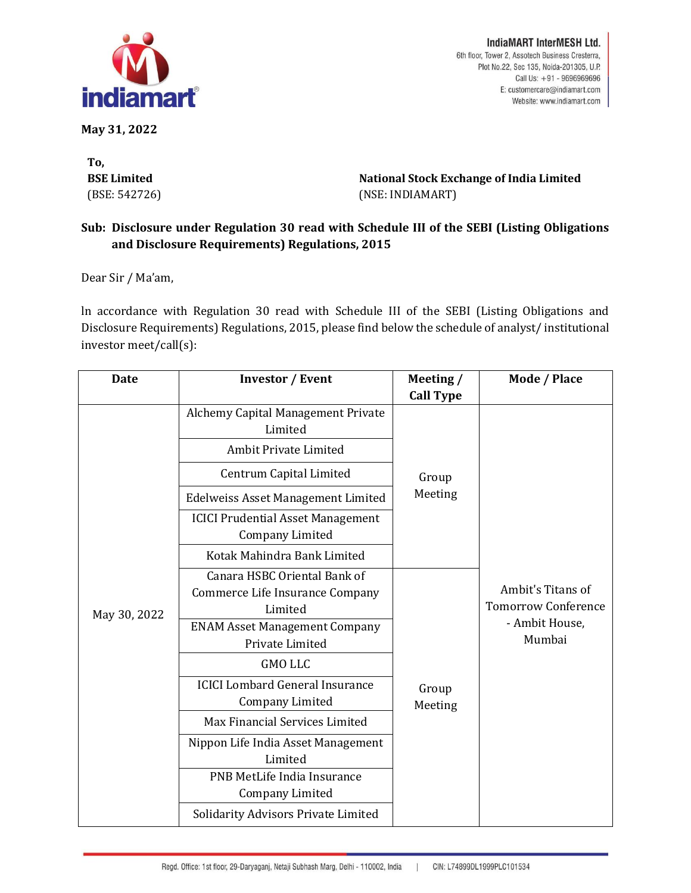**IndiaMART InterMESH Ltd.**
6th floor, Tower 2, Assotech Business Cresterra,
Plot No.22, Sec 135, Noida-201305, U.P.
Call Us: +91 - 9696969696
E: customercare@indiamart.com
Website: www.indiamart.com

**May 31, 2022**

**To,**

**BSE Limited**
(BSE: 542726)

**National Stock Exchange of India Limited**
(NSE: INDIAMART)

**Sub: Disclosure under Regulation 30 read with Schedule III of the SEBI (Listing Obligations and Disclosure Requirements) Regulations, 2015**

Dear Sir / Ma'am,

ln accordance with Regulation 30 read with Schedule III of the SEBI (Listing Obligations and Disclosure Requirements) Regulations, 2015, please find below the schedule of analyst/ institutional investor meet/call(s):

| Date | Investor / Event | Meeting / Call Type | Mode / Place |
|---|---|---|---|
| May 30, 2022 | Alchemy Capital Management Private Limited | Group Meeting | Ambit's Titans of Tomorrow Conference - Ambit House, Mumbai |
| | Ambit Private Limited | | |
| | Centrum Capital Limited | | |
| | Edelweiss Asset Management Limited | | |
| | ICICI Prudential Asset Management Company Limited | | |
| | Kotak Mahindra Bank Limited | | |
| | Canara HSBC Oriental Bank of Commerce Life Insurance Company Limited | Group Meeting | |
| | ENAM Asset Management Company Private Limited | | |
| | GMO LLC | | |
| | ICICI Lombard General Insurance Company Limited | | |
| | Max Financial Services Limited | | |
| | Nippon Life India Asset Management Limited | | |
| | PNB MetLife India Insurance Company Limited | | |
| | Solidarity Advisors Private Limited | | |

Regd. Office: 1st floor, 29-Daryaganj, Netaji Subhash Marg, Delhi - 110002, India | CIN: L74899DL1999PLC101534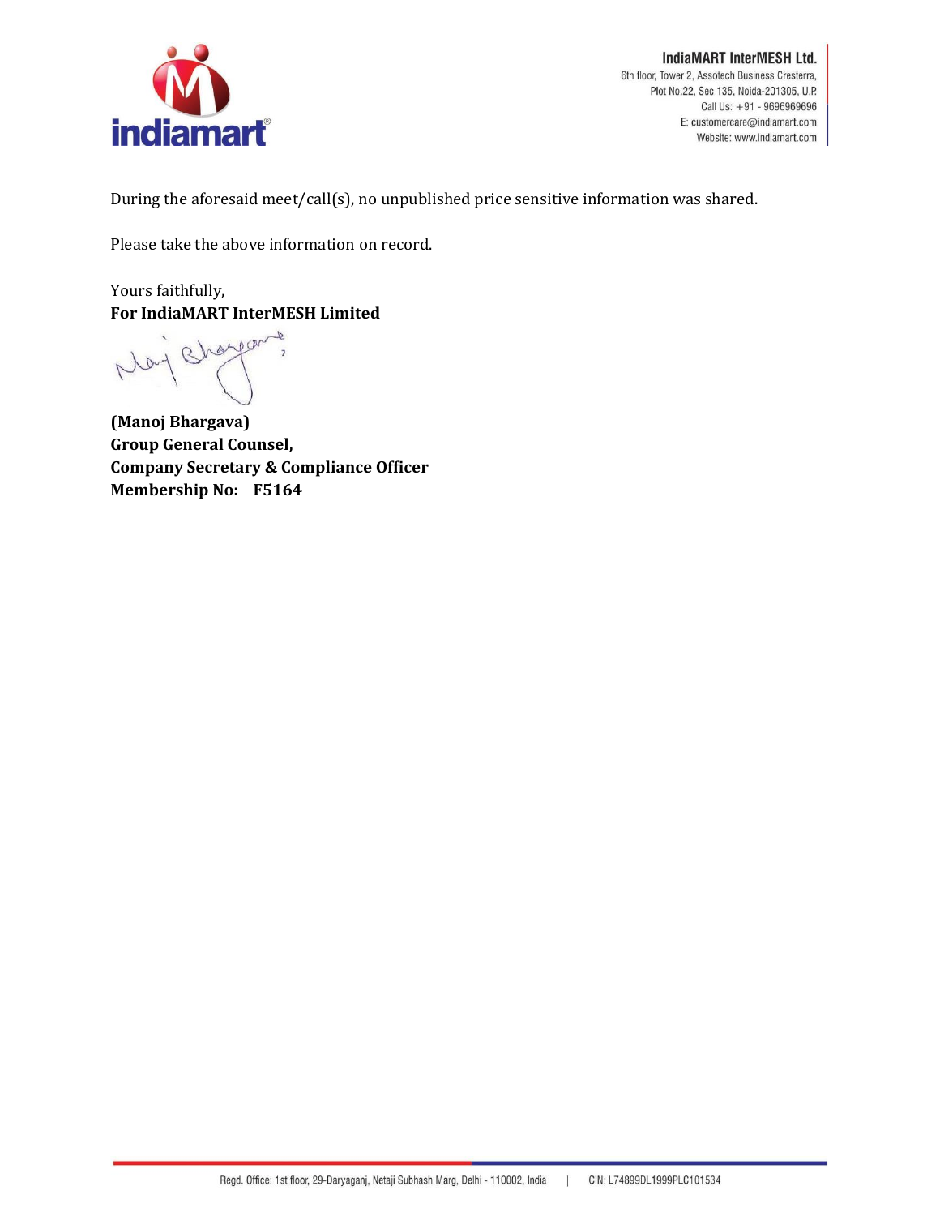During the aforesaid meet/call(s), no unpublished price sensitive information was shared.

Please take the above information on record.

Yours faithfully,
**For IndiaMART InterMESH Limited**

**(Manoj Bhargava)**
**Group General Counsel,**
**Company Secretary & Compliance Officer**
**Membership No: F5164**